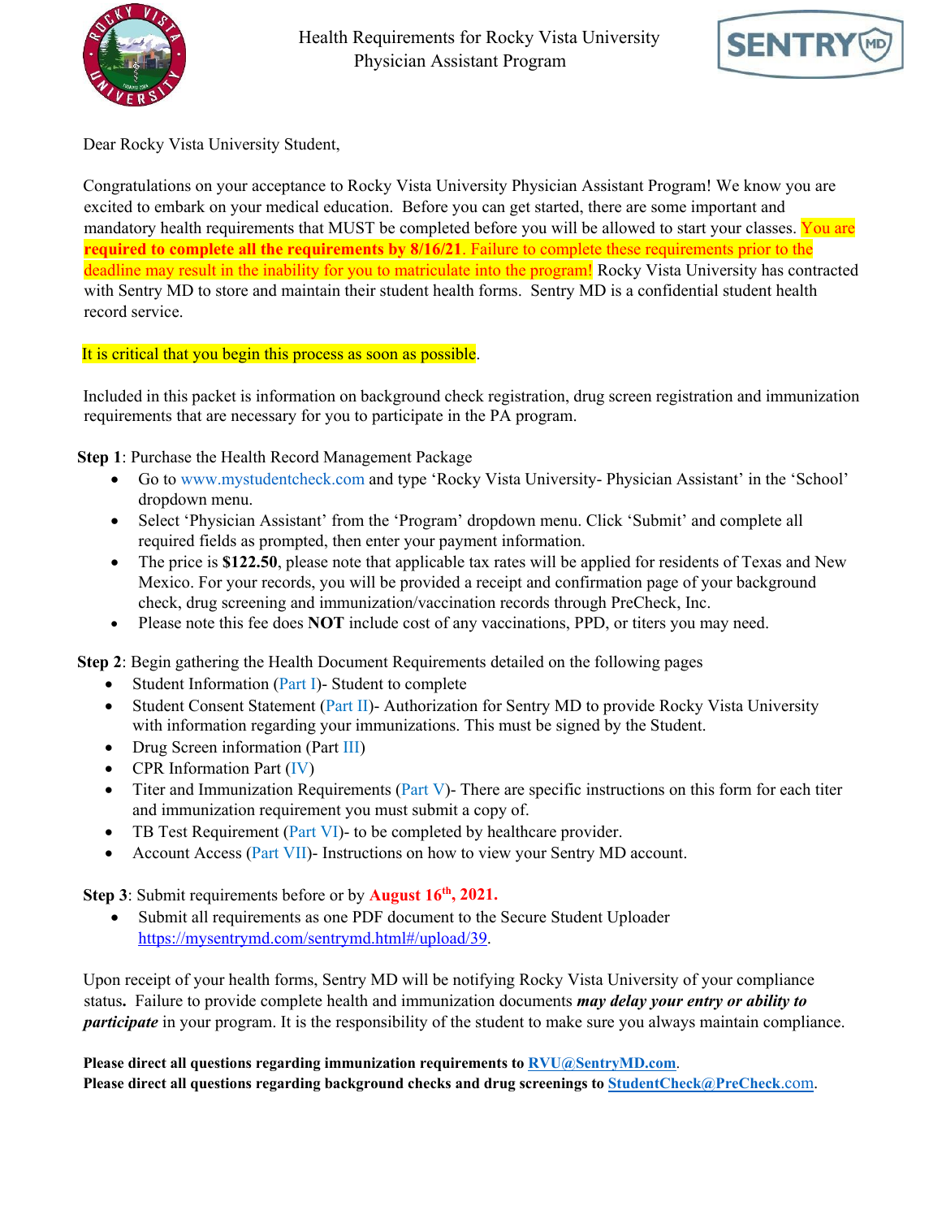# Health Requirements for Rocky Vista University Physician Assistant Program

Dear Rocky Vista University Student,

Congratulations on your acceptance to Rocky Vista University Physician Assistant Program! We know you are excited to embark on your medical education. Before you can get started, there are some important and mandatory health requirements that MUST be completed before you will be allowed to start your classes. You are **required to complete all the requirements by 8/16/21**. Failure to complete these requirements prior to the deadline may result in the inability for you to matriculate into the program! Rocky Vista University has contracted with Sentry MD to store and maintain their student health forms. Sentry MD is a confidential student health record service.

It is critical that you begin this process as soon as possible.

Included in this packet is information on background check registration, drug screen registration and immunization requirements that are necessary for you to participate in the PA program.

**Step 1**: Purchase the Health Record Management Package

- Go to www.mystudentcheck.com and type 'Rocky Vista University- Physician Assistant' in the 'School' dropdown menu.
- Select 'Physician Assistant' from the 'Program' dropdown menu. Click 'Submit' and complete all required fields as prompted, then enter your payment information.
- The price is **$122.50**, please note that applicable tax rates will be applied for residents of Texas and New Mexico. For your records, you will be provided a receipt and confirmation page of your background check, drug screening and immunization/vaccination records through PreCheck, Inc.
- Please note this fee does **NOT** include cost of any vaccinations, PPD, or titers you may need.

**Step 2**: Begin gathering the Health Document Requirements detailed on the following pages

- Student Information (Part I)- Student to complete
- Student Consent Statement (Part II)- Authorization for Sentry MD to provide Rocky Vista University with information regarding your immunizations. This must be signed by the Student.
- Drug Screen information (Part III)
- CPR Information Part (IV)
- Titer and Immunization Requirements (Part V)- There are specific instructions on this form for each titer and immunization requirement you must submit a copy of.
- TB Test Requirement (Part VI)- to be completed by healthcare provider.
- Account Access (Part VII)- Instructions on how to view your Sentry MD account.

**Step 3**: Submit requirements before or by **August 16th, 2021.**

- Submit all requirements as one PDF document to the Secure Student Uploader https://mysentrymd.com/sentrymd.html#/upload/39.

Upon receipt of your health forms, Sentry MD will be notifying Rocky Vista University of your compliance status**.** Failure to provide complete health and immunization documents ***may delay your entry or ability to participate*** in your program. It is the responsibility of the student to make sure you always maintain compliance.

**Please direct all questions regarding immunization requirements to RVU@SentryMD.com.**
**Please direct all questions regarding background checks and drug screenings to StudentCheck@PreCheck.com.**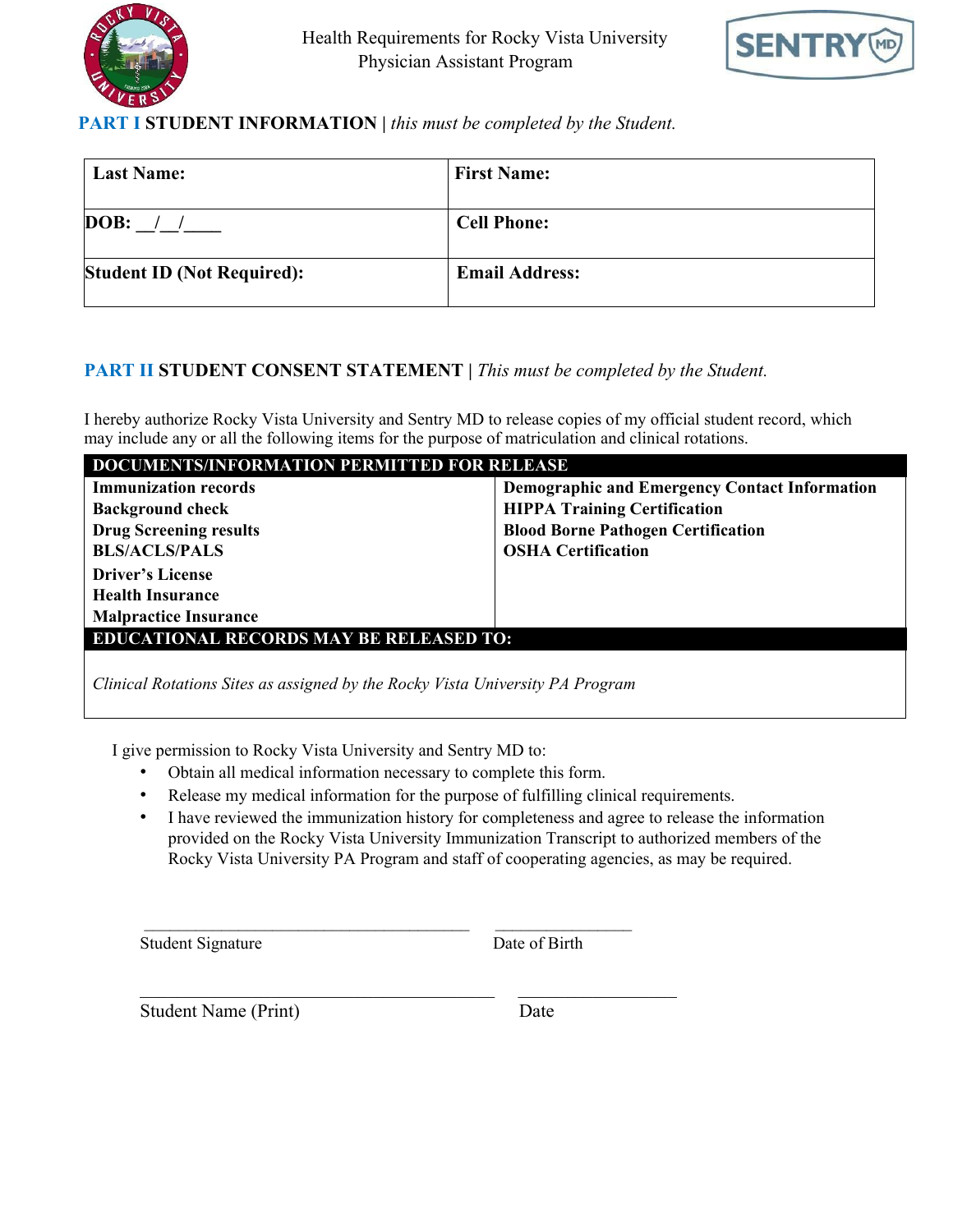Health Requirements for Rocky Vista University
Physician Assistant Program

## PART I STUDENT INFORMATION | *this must be completed by the Student.*

| **Last Name:** | **First Name:** |
|---|---|
| **DOB: __/__/____** | **Cell Phone:** |
| **Student ID (Not Required):** | **Email Address:** |

## PART II STUDENT CONSENT STATEMENT | *This must be completed by the Student.*

I hereby authorize Rocky Vista University and Sentry MD to release copies of my official student record, which may include any or all the following items for the purpose of matriculation and clinical rotations.

| **DOCUMENTS/INFORMATION PERMITTED FOR RELEASE** | |
|---|---|
| **Immunization records**<br>**Background check**<br>**Drug Screening results**<br>**BLS/ACLS/PALS**<br>**Driver's License**<br>**Health Insurance**<br>**Malpractice Insurance** | **Demographic and Emergency Contact Information**<br>**HIPPA Training Certification**<br>**Blood Borne Pathogen Certification**<br>**OSHA Certification** |
| **EDUCATIONAL RECORDS MAY BE RELEASED TO:** | |
| *Clinical Rotations Sites as assigned by the Rocky Vista University PA Program* | |

I give permission to Rocky Vista University and Sentry MD to:

- Obtain all medical information necessary to complete this form.
- Release my medical information for the purpose of fulfilling clinical requirements.
- I have reviewed the immunization history for completeness and agree to release the information provided on the Rocky Vista University Immunization Transcript to authorized members of the Rocky Vista University PA Program and staff of cooperating agencies, as may be required.

________________________________________ ________________
Student Signature Date of Birth

________________________________________ ________________
Student Name (Print) Date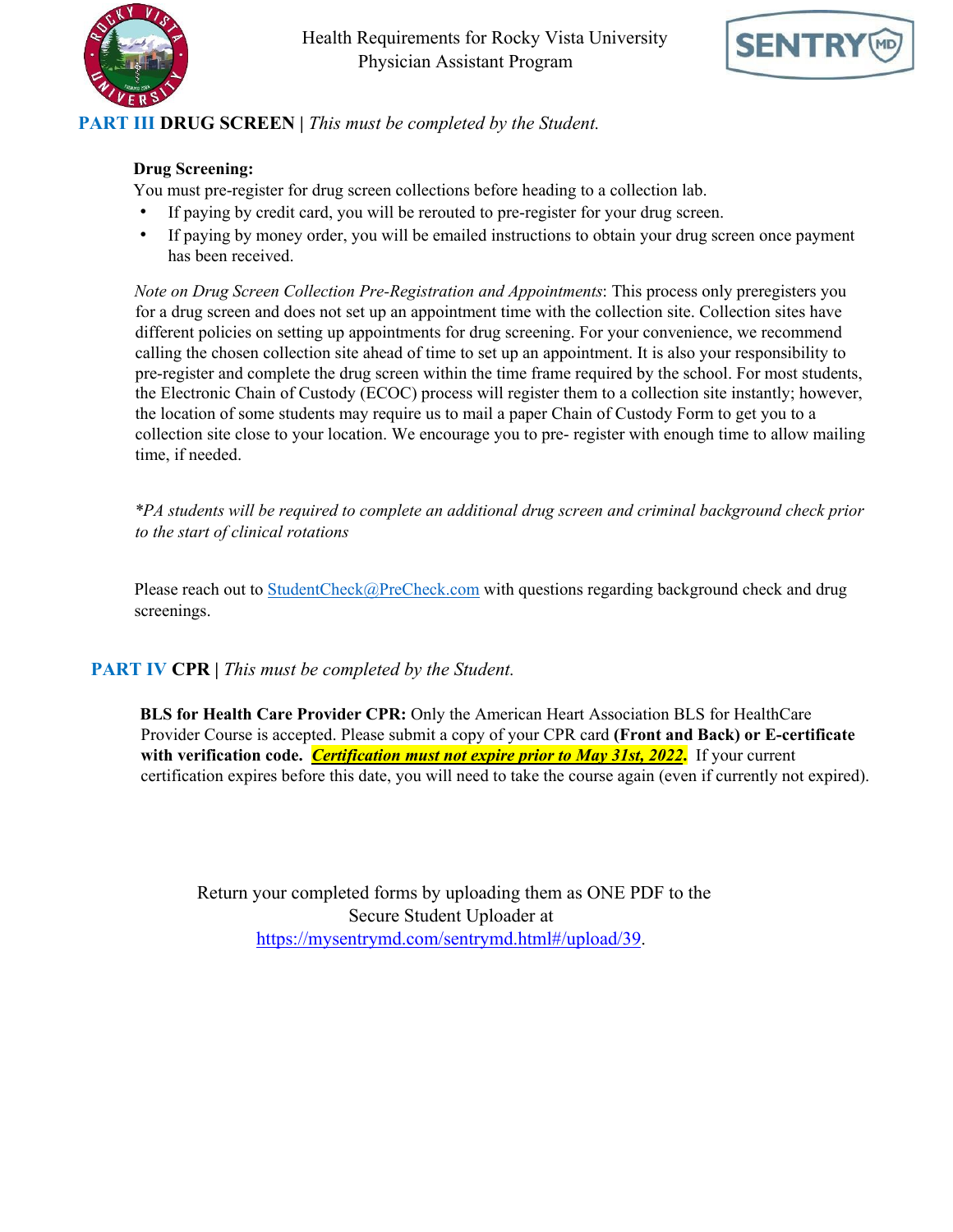## PART III DRUG SCREEN | *This must be completed by the Student.*

**Drug Screening:**

You must pre-register for drug screen collections before heading to a collection lab.

- If paying by credit card, you will be rerouted to pre-register for your drug screen.
- If paying by money order, you will be emailed instructions to obtain your drug screen once payment has been received.

*Note on Drug Screen Collection Pre-Registration and Appointments*: This process only preregisters you for a drug screen and does not set up an appointment time with the collection site. Collection sites have different policies on setting up appointments for drug screening. For your convenience, we recommend calling the chosen collection site ahead of time to set up an appointment. It is also your responsibility to pre-register and complete the drug screen within the time frame required by the school. For most students, the Electronic Chain of Custody (ECOC) process will register them to a collection site instantly; however, the location of some students may require us to mail a paper Chain of Custody Form to get you to a collection site close to your location. We encourage you to pre- register with enough time to allow mailing time, if needed.

**PA students will be required to complete an additional drug screen and criminal background check prior to the start of clinical rotations*

Please reach out to StudentCheck@PreCheck.com with questions regarding background check and drug screenings.

## PART IV CPR | *This must be completed by the Student.*

**BLS for Health Care Provider CPR:** Only the American Heart Association BLS for HealthCare Provider Course is accepted. Please submit a copy of your CPR card **(Front and Back) or E-certificate with verification code.** ***Certification must not expire prior to May 31st, 2022.*** If your current certification expires before this date, you will need to take the course again (even if currently not expired).

Return your completed forms by uploading them as ONE PDF to the Secure Student Uploader at https://mysentrymd.com/sentrymd.html#/upload/39.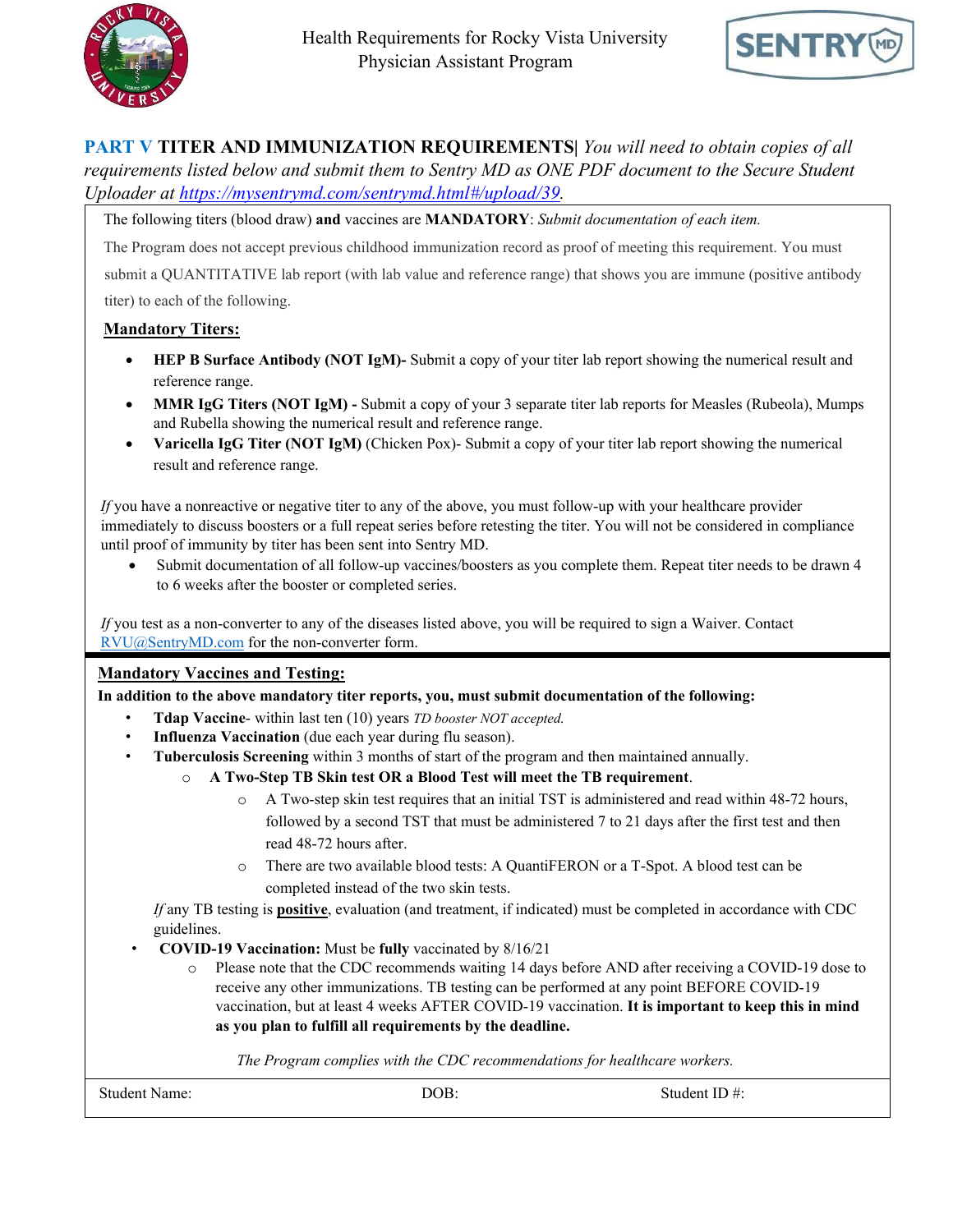Health Requirements for Rocky Vista University
Physician Assistant Program

## PART V TITER AND IMMUNIZATION REQUIREMENTS| *You will need to obtain copies of all requirements listed below and submit them to Sentry MD as ONE PDF document to the Secure Student Uploader at https://mysentrymd.com/sentrymd.html#/upload/39.*

The following titers (blood draw) **and** vaccines are **MANDATORY**: *Submit documentation of each item.*

The Program does not accept previous childhood immunization record as proof of meeting this requirement. You must submit a QUANTITATIVE lab report (with lab value and reference range) that shows you are immune (positive antibody titer) to each of the following.

### Mandatory Titers:

- **HEP B Surface Antibody (NOT IgM)-** Submit a copy of your titer lab report showing the numerical result and reference range.
- **MMR IgG Titers (NOT IgM) -** Submit a copy of your 3 separate titer lab reports for Measles (Rubeola), Mumps and Rubella showing the numerical result and reference range.
- **Varicella IgG Titer (NOT IgM)** (Chicken Pox)- Submit a copy of your titer lab report showing the numerical result and reference range.

*If* you have a nonreactive or negative titer to any of the above, you must follow-up with your healthcare provider immediately to discuss boosters or a full repeat series before retesting the titer. You will not be considered in compliance until proof of immunity by titer has been sent into Sentry MD.

- Submit documentation of all follow-up vaccines/boosters as you complete them. Repeat titer needs to be drawn 4 to 6 weeks after the booster or completed series.

*If* you test as a non-converter to any of the diseases listed above, you will be required to sign a Waiver. Contact RVU@SentryMD.com for the non-converter form.

### Mandatory Vaccines and Testing:

**In addition to the above mandatory titer reports, you, must submit documentation of the following:**

- **Tdap Vaccine**- within last ten (10) years *TD booster NOT accepted.*
- **Influenza Vaccination** (due each year during flu season).
- **Tuberculosis Screening** within 3 months of start of the program and then maintained annually.
  - **A Two-Step TB Skin test OR a Blood Test will meet the TB requirement**.
    - A Two-step skin test requires that an initial TST is administered and read within 48-72 hours, followed by a second TST that must be administered 7 to 21 days after the first test and then read 48-72 hours after.
    - There are two available blood tests: A QuantiFERON or a T-Spot. A blood test can be completed instead of the two skin tests.

  *If* any TB testing is **positive**, evaluation (and treatment, if indicated) must be completed in accordance with CDC guidelines.
- **COVID-19 Vaccination:** Must be **fully** vaccinated by 8/16/21
  - Please note that the CDC recommends waiting 14 days before AND after receiving a COVID-19 dose to receive any other immunizations. TB testing can be performed at any point BEFORE COVID-19 vaccination, but at least 4 weeks AFTER COVID-19 vaccination. **It is important to keep this in mind as you plan to fulfill all requirements by the deadline.**

*The Program complies with the CDC recommendations for healthcare workers.*

| Student Name: | DOB: | Student ID #: |
|---|---|---|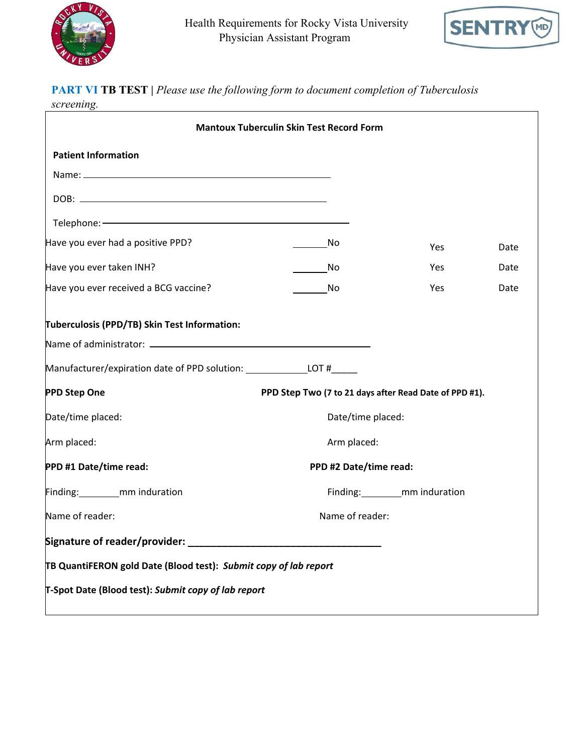Health Requirements for Rocky Vista University Physician Assistant Program

**PART VI TB TEST** | *Please use the following form to document completion of Tuberculosis screening.*

**Mantoux Tuberculin Skin Test Record Form**

**Patient Information**

Name: ____________________________________________

DOB: ____________________________________________

Telephone: ____________________________________________

| | | | |
|---|---|---|---|
| Have you ever had a positive PPD? | _______No | Yes | Date |
| Have you ever taken INH? | _______No | Yes | Date |
| Have you ever received a BCG vaccine? | _______No | Yes | Date |

**Tuberculosis (PPD/TB) Skin Test Information:**

Name of administrator: ____________________________________________

Manufacturer/expiration date of PPD solution: ____________LOT #_____

| **PPD Step One** | **PPD Step Two (7 to 21 days after Read Date of PPD #1).** |
|---|---|
| Date/time placed: | Date/time placed: |
| Arm placed: | Arm placed: |
| **PPD #1 Date/time read:** | **PPD #2 Date/time read:** |
| Finding:________mm induration | Finding:________mm induration |
| Name of reader: | Name of reader: |

**Signature of reader/provider: ____________________________________**

**TB QuantiFERON gold Date (Blood test):** ***Submit copy of lab report***

**T-Spot Date (Blood test):** ***Submit copy of lab report***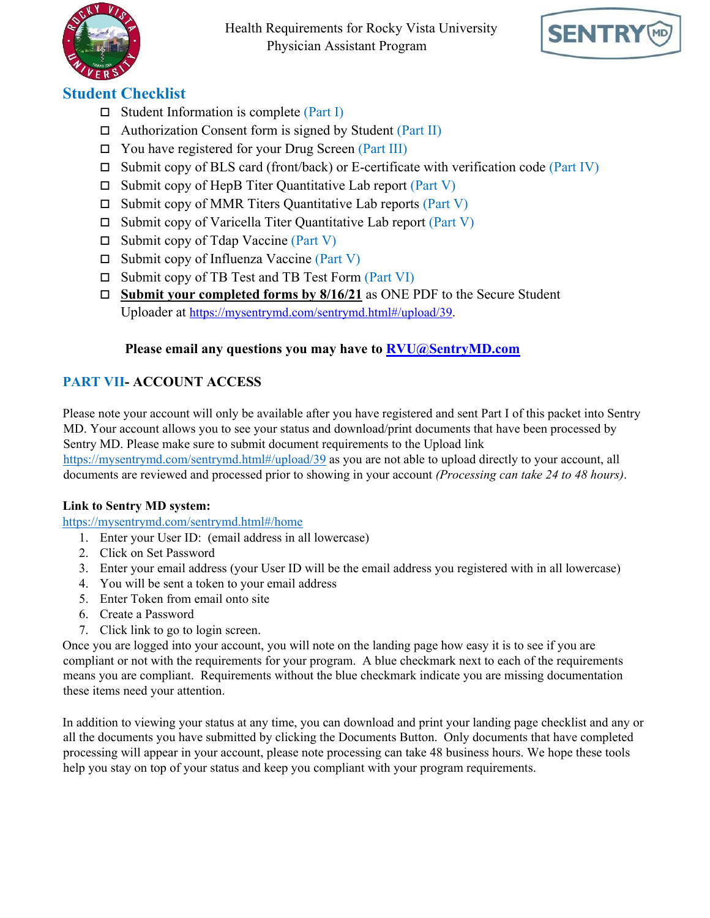Health Requirements for Rocky Vista University Physician Assistant Program

## Student Checklist

- ☐ Student Information is complete (Part I)
- ☐ Authorization Consent form is signed by Student (Part II)
- ☐ You have registered for your Drug Screen (Part III)
- ☐ Submit copy of BLS card (front/back) or E-certificate with verification code (Part IV)
- ☐ Submit copy of HepB Titer Quantitative Lab report (Part V)
- ☐ Submit copy of MMR Titers Quantitative Lab reports (Part V)
- ☐ Submit copy of Varicella Titer Quantitative Lab report (Part V)
- ☐ Submit copy of Tdap Vaccine (Part V)
- ☐ Submit copy of Influenza Vaccine (Part V)
- ☐ Submit copy of TB Test and TB Test Form (Part VI)
- ☐ **Submit your completed forms by 8/16/21** as ONE PDF to the Secure Student Uploader at https://mysentrymd.com/sentrymd.html#/upload/39.

**Please email any questions you may have to RVU@SentryMD.com**

## PART VII- ACCOUNT ACCESS

Please note your account will only be available after you have registered and sent Part I of this packet into Sentry MD. Your account allows you to see your status and download/print documents that have been processed by Sentry MD. Please make sure to submit document requirements to the Upload link https://mysentrymd.com/sentrymd.html#/upload/39 as you are not able to upload directly to your account, all documents are reviewed and processed prior to showing in your account *(Processing can take 24 to 48 hours)*.

**Link to Sentry MD system:**
https://mysentrymd.com/sentrymd.html#/home

1. Enter your User ID: (email address in all lowercase)
2. Click on Set Password
3. Enter your email address (your User ID will be the email address you registered with in all lowercase)
4. You will be sent a token to your email address
5. Enter Token from email onto site
6. Create a Password
7. Click link to go to login screen.

Once you are logged into your account, you will note on the landing page how easy it is to see if you are compliant or not with the requirements for your program. A blue checkmark next to each of the requirements means you are compliant. Requirements without the blue checkmark indicate you are missing documentation these items need your attention.

In addition to viewing your status at any time, you can download and print your landing page checklist and any or all the documents you have submitted by clicking the Documents Button. Only documents that have completed processing will appear in your account, please note processing can take 48 business hours. We hope these tools help you stay on top of your status and keep you compliant with your program requirements.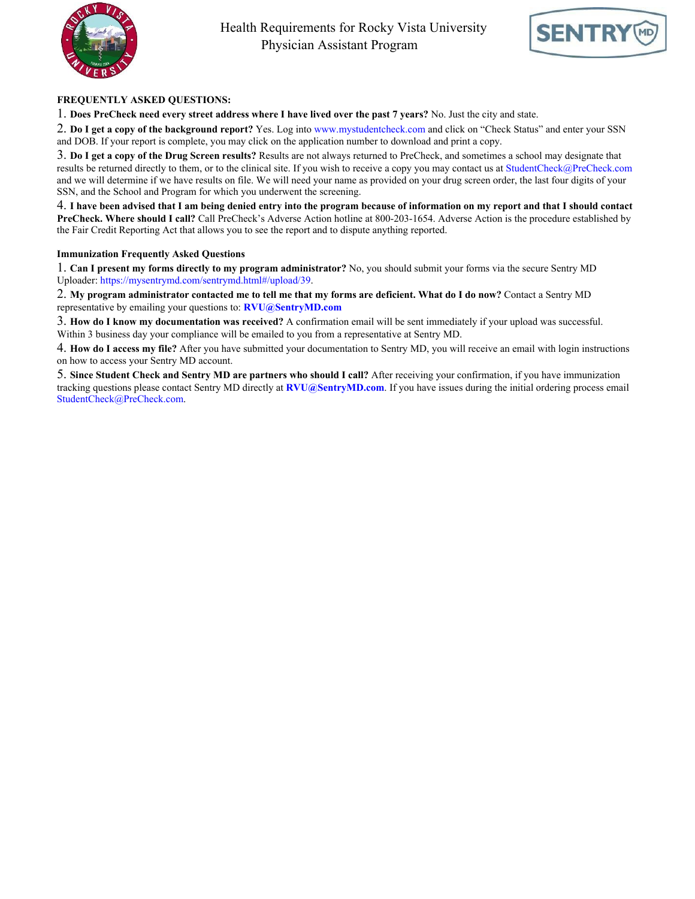**FREQUENTLY ASKED QUESTIONS:**

1. **Does PreCheck need every street address where I have lived over the past 7 years?** No. Just the city and state.

2. **Do I get a copy of the background report?** Yes. Log into www.mystudentcheck.com and click on "Check Status" and enter your SSN and DOB. If your report is complete, you may click on the application number to download and print a copy.

3. **Do I get a copy of the Drug Screen results?** Results are not always returned to PreCheck, and sometimes a school may designate that results be returned directly to them, or to the clinical site. If you wish to receive a copy you may contact us at StudentCheck@PreCheck.com and we will determine if we have results on file. We will need your name as provided on your drug screen order, the last four digits of your SSN, and the School and Program for which you underwent the screening.

4. **I have been advised that I am being denied entry into the program because of information on my report and that I should contact PreCheck. Where should I call?** Call PreCheck's Adverse Action hotline at 800-203-1654. Adverse Action is the procedure established by the Fair Credit Reporting Act that allows you to see the report and to dispute anything reported.

**Immunization Frequently Asked Questions**

1. **Can I present my forms directly to my program administrator?** No, you should submit your forms via the secure Sentry MD Uploader: https://mysentrymd.com/sentrymd.html#/upload/39.

2. **My program administrator contacted me to tell me that my forms are deficient. What do I do now?** Contact a Sentry MD representative by emailing your questions to: **RVU@SentryMD.com**

3. **How do I know my documentation was received?** A confirmation email will be sent immediately if your upload was successful. Within 3 business day your compliance will be emailed to you from a representative at Sentry MD.

4. **How do I access my file?** After you have submitted your documentation to Sentry MD, you will receive an email with login instructions on how to access your Sentry MD account.

5. **Since Student Check and Sentry MD are partners who should I call?** After receiving your confirmation, if you have immunization tracking questions please contact Sentry MD directly at **RVU@SentryMD.com**. If you have issues during the initial ordering process email StudentCheck@PreCheck.com.